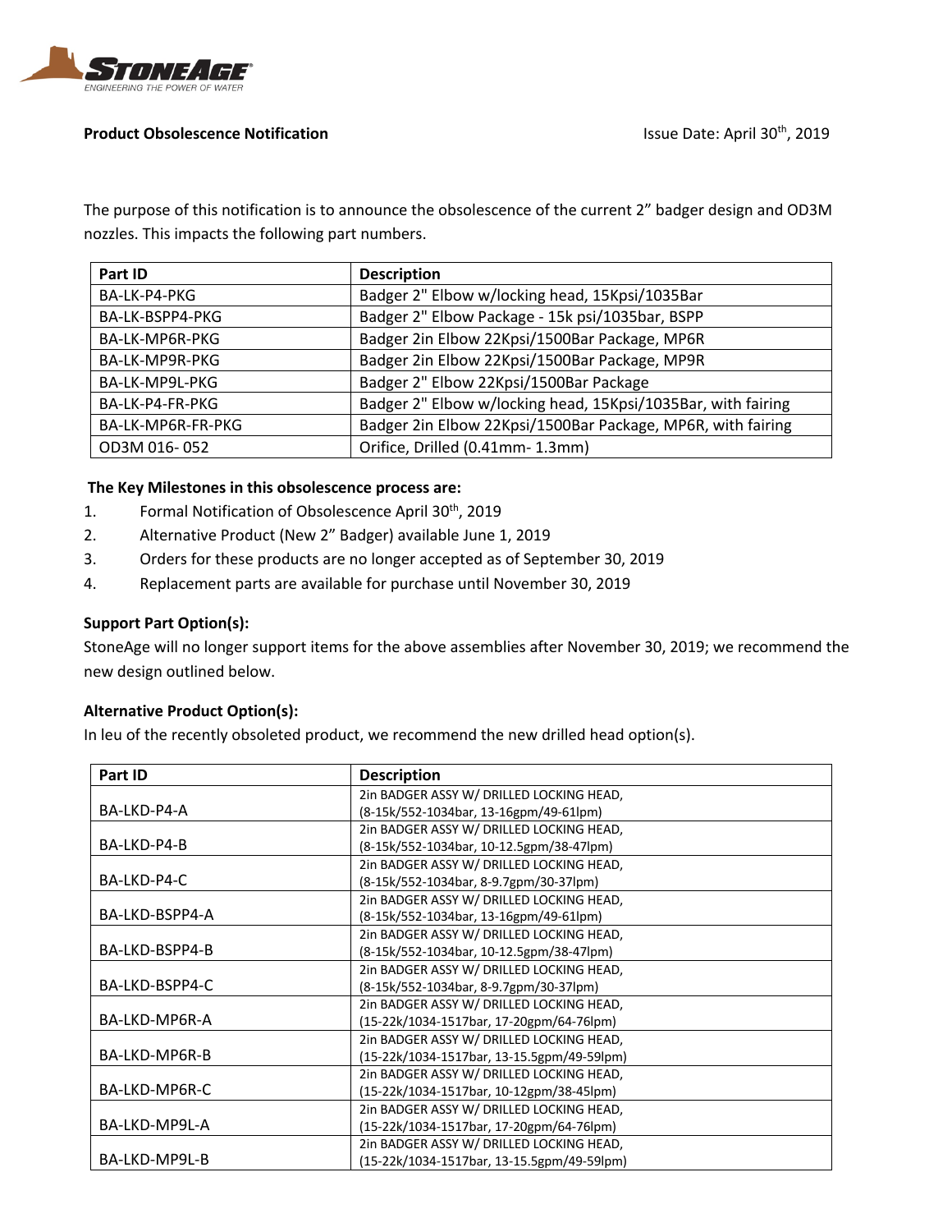**Product Obsolescence Notification** Issue Date: April 30th, 2019

The purpose of this notification is to announce the obsolescence of the current 2" badger design and OD3M nozzles. This impacts the following part numbers.

| Part ID | Description |
|---|---|
| BA-LK-P4-PKG | Badger 2" Elbow w/locking head, 15Kpsi/1035Bar |
| BA-LK-BSPP4-PKG | Badger 2" Elbow Package - 15k psi/1035bar, BSPP |
| BA-LK-MP6R-PKG | Badger 2in Elbow 22Kpsi/1500Bar Package, MP6R |
| BA-LK-MP9R-PKG | Badger 2in Elbow 22Kpsi/1500Bar Package, MP9R |
| BA-LK-MP9L-PKG | Badger 2" Elbow 22Kpsi/1500Bar Package |
| BA-LK-P4-FR-PKG | Badger 2" Elbow w/locking head, 15Kpsi/1035Bar, with fairing |
| BA-LK-MP6R-FR-PKG | Badger 2in Elbow 22Kpsi/1500Bar Package, MP6R, with fairing |
| OD3M 016- 052 | Orifice, Drilled (0.41mm- 1.3mm) |

**The Key Milestones in this obsolescence process are:**

1. Formal Notification of Obsolescence April 30th, 2019
2. Alternative Product (New 2" Badger) available June 1, 2019
3. Orders for these products are no longer accepted as of September 30, 2019
4. Replacement parts are available for purchase until November 30, 2019

**Support Part Option(s):**

StoneAge will no longer support items for the above assemblies after November 30, 2019; we recommend the new design outlined below.

**Alternative Product Option(s):**

In leu of the recently obsoleted product, we recommend the new drilled head option(s).

| Part ID | Description |
|---|---|
| BA-LKD-P4-A | 2in BADGER ASSY W/ DRILLED LOCKING HEAD, (8-15k/552-1034bar, 13-16gpm/49-61lpm) |
| BA-LKD-P4-B | 2in BADGER ASSY W/ DRILLED LOCKING HEAD, (8-15k/552-1034bar, 10-12.5gpm/38-47lpm) |
| BA-LKD-P4-C | 2in BADGER ASSY W/ DRILLED LOCKING HEAD, (8-15k/552-1034bar, 8-9.7gpm/30-37lpm) |
| BA-LKD-BSPP4-A | 2in BADGER ASSY W/ DRILLED LOCKING HEAD, (8-15k/552-1034bar, 13-16gpm/49-61lpm) |
| BA-LKD-BSPP4-B | 2in BADGER ASSY W/ DRILLED LOCKING HEAD, (8-15k/552-1034bar, 10-12.5gpm/38-47lpm) |
| BA-LKD-BSPP4-C | 2in BADGER ASSY W/ DRILLED LOCKING HEAD, (8-15k/552-1034bar, 8-9.7gpm/30-37lpm) |
| BA-LKD-MP6R-A | 2in BADGER ASSY W/ DRILLED LOCKING HEAD, (15-22k/1034-1517bar, 17-20gpm/64-76lpm) |
| BA-LKD-MP6R-B | 2in BADGER ASSY W/ DRILLED LOCKING HEAD, (15-22k/1034-1517bar, 13-15.5gpm/49-59lpm) |
| BA-LKD-MP6R-C | 2in BADGER ASSY W/ DRILLED LOCKING HEAD, (15-22k/1034-1517bar, 10-12gpm/38-45lpm) |
| BA-LKD-MP9L-A | 2in BADGER ASSY W/ DRILLED LOCKING HEAD, (15-22k/1034-1517bar, 17-20gpm/64-76lpm) |
| BA-LKD-MP9L-B | 2in BADGER ASSY W/ DRILLED LOCKING HEAD, (15-22k/1034-1517bar, 13-15.5gpm/49-59lpm) |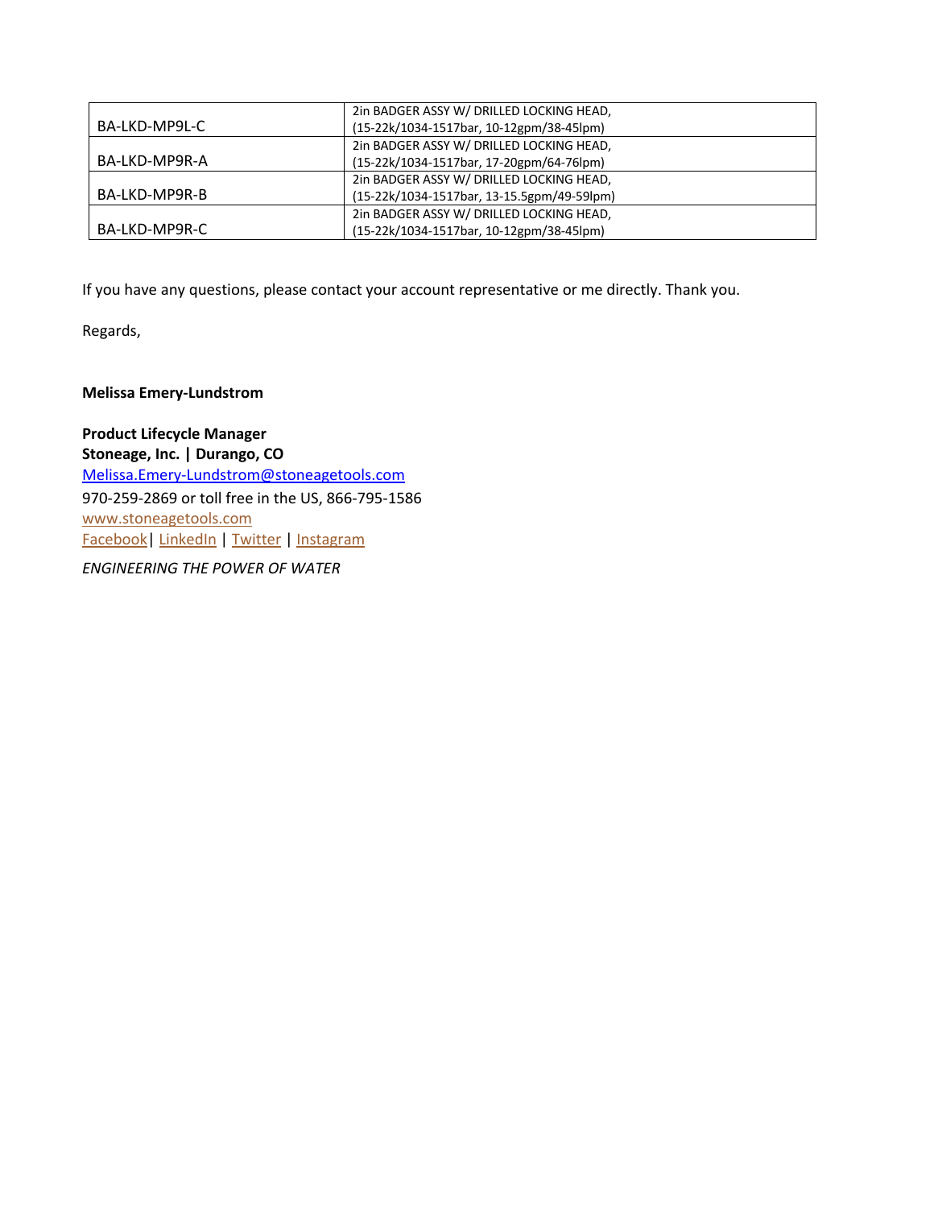| | |
|---|---|
| BA-LKD-MP9L-C | 2in BADGER ASSY W/ DRILLED LOCKING HEAD, (15-22k/1034-1517bar, 10-12gpm/38-45lpm) |
| BA-LKD-MP9R-A | 2in BADGER ASSY W/ DRILLED LOCKING HEAD, (15-22k/1034-1517bar, 17-20gpm/64-76lpm) |
| BA-LKD-MP9R-B | 2in BADGER ASSY W/ DRILLED LOCKING HEAD, (15-22k/1034-1517bar, 13-15.5gpm/49-59lpm) |
| BA-LKD-MP9R-C | 2in BADGER ASSY W/ DRILLED LOCKING HEAD, (15-22k/1034-1517bar, 10-12gpm/38-45lpm) |

If you have any questions, please contact your account representative or me directly. Thank you.

Regards,

**Melissa Emery-Lundstrom**

**Product Lifecycle Manager**
**Stoneage, Inc. | Durango, CO**
Melissa.Emery-Lundstrom@stoneagetools.com
970-259-2869 or toll free in the US, 866-795-1586
www.stoneagetools.com
Facebook| LinkedIn | Twitter | Instagram

*ENGINEERING THE POWER OF WATER*